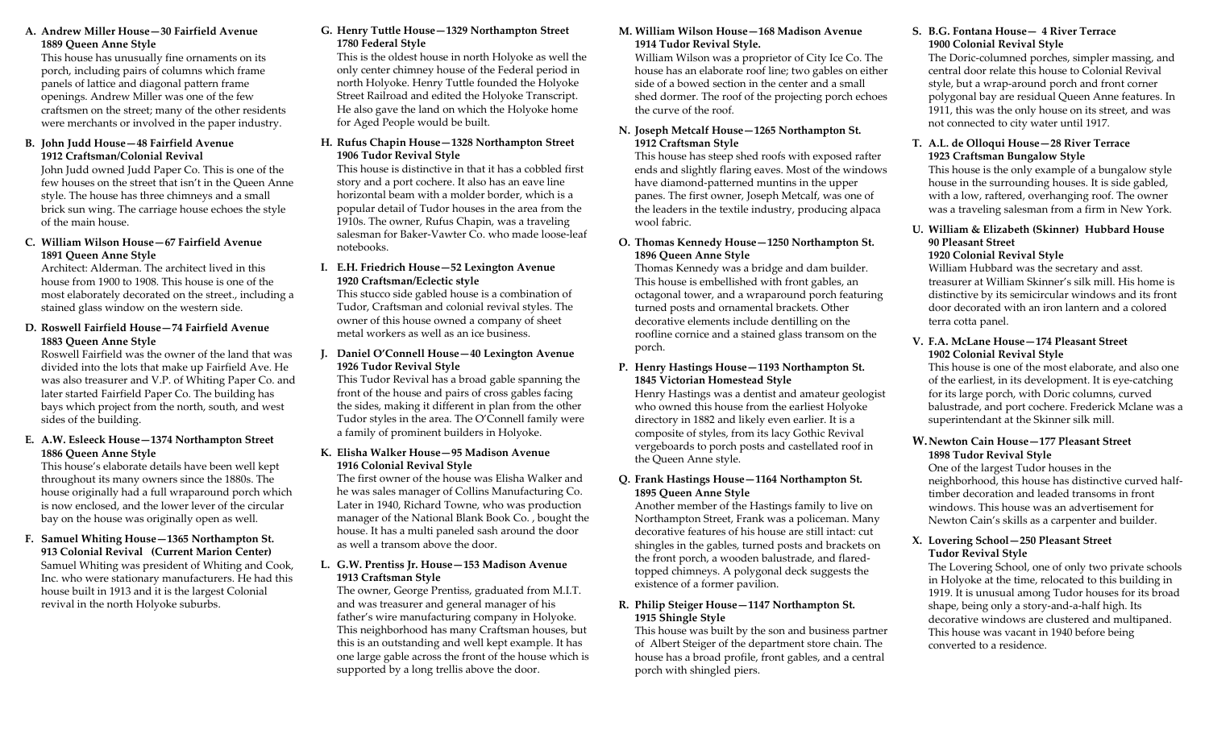**A. Andrew Miller House—30 Fairfield Avenue**
**1889 Queen Anne Style**

This house has unusually fine ornaments on its porch, including pairs of columns which frame panels of lattice and diagonal pattern frame openings. Andrew Miller was one of the few craftsmen on the street; many of the other residents were merchants or involved in the paper industry.

**B. John Judd House—48 Fairfield Avenue**
**1912 Craftsman/Colonial Revival**

John Judd owned Judd Paper Co. This is one of the few houses on the street that isn't in the Queen Anne style. The house has three chimneys and a small brick sun wing. The carriage house echoes the style of the main house.

**C. William Wilson House—67 Fairfield Avenue**
**1891 Queen Anne Style**

Architect: Alderman. The architect lived in this house from 1900 to 1908. This house is one of the most elaborately decorated on the street., including a stained glass window on the western side.

**D. Roswell Fairfield House—74 Fairfield Avenue**
**1883 Queen Anne Style**

Roswell Fairfield was the owner of the land that was divided into the lots that make up Fairfield Ave. He was also treasurer and V.P. of Whiting Paper Co. and later started Fairfield Paper Co. The building has bays which project from the north, south, and west sides of the building.

**E. A.W. Esleeck House—1374 Northampton Street**
**1886 Queen Anne Style**

This house's elaborate details have been well kept throughout its many owners since the 1880s. The house originally had a full wraparound porch which is now enclosed, and the lower lever of the circular bay on the house was originally open as well.

**F. Samuel Whiting House—1365 Northampton St.**
**913 Colonial Revival (Current Marion Center)**

Samuel Whiting was president of Whiting and Cook, Inc. who were stationary manufacturers. He had this house built in 1913 and it is the largest Colonial revival in the north Holyoke suburbs.

**G. Henry Tuttle House—1329 Northampton Street**
**1780 Federal Style**

This is the oldest house in north Holyoke as well the only center chimney house of the Federal period in north Holyoke. Henry Tuttle founded the Holyoke Street Railroad and edited the Holyoke Transcript. He also gave the land on which the Holyoke home for Aged People would be built.

**H. Rufus Chapin House—1328 Northampton Street**
**1906 Tudor Revival Style**

This house is distinctive in that it has a cobbled first story and a port cochere. It also has an eave line horizontal beam with a molder border, which is a popular detail of Tudor houses in the area from the 1910s. The owner, Rufus Chapin, was a traveling salesman for Baker-Vawter Co. who made loose-leaf notebooks.

**I. E.H. Friedrich House—52 Lexington Avenue**
**1920 Craftsman/Eclectic style**

This stucco side gabled house is a combination of Tudor, Craftsman and colonial revival styles. The owner of this house owned a company of sheet metal workers as well as an ice business.

**J. Daniel O'Connell House—40 Lexington Avenue**
**1926 Tudor Revival Style**

This Tudor Revival has a broad gable spanning the front of the house and pairs of cross gables facing the sides, making it different in plan from the other Tudor styles in the area. The O'Connell family were a family of prominent builders in Holyoke.

**K. Elisha Walker House—95 Madison Avenue**
**1916 Colonial Revival Style**

The first owner of the house was Elisha Walker and he was sales manager of Collins Manufacturing Co. Later in 1940, Richard Towne, who was production manager of the National Blank Book Co. , bought the house. It has a multi paneled sash around the door as well a transom above the door.

**L. G.W. Prentiss Jr. House—153 Madison Avenue**
**1913 Craftsman Style**

The owner, George Prentiss, graduated from M.I.T. and was treasurer and general manager of his father's wire manufacturing company in Holyoke. This neighborhood has many Craftsman houses, but this is an outstanding and well kept example. It has one large gable across the front of the house which is supported by a long trellis above the door.

**M. William Wilson House—168 Madison Avenue**
**1914 Tudor Revival Style.**

William Wilson was a proprietor of City Ice Co. The house has an elaborate roof line; two gables on either side of a bowed section in the center and a small shed dormer. The roof of the projecting porch echoes the curve of the roof.

**N. Joseph Metcalf House—1265 Northampton St.**
**1912 Craftsman Style**

This house has steep shed roofs with exposed rafter ends and slightly flaring eaves. Most of the windows have diamond-patterned muntins in the upper panes. The first owner, Joseph Metcalf, was one of the leaders in the textile industry, producing alpaca wool fabric.

**O. Thomas Kennedy House—1250 Northampton St.**
**1896 Queen Anne Style**

Thomas Kennedy was a bridge and dam builder. This house is embellished with front gables, an octagonal tower, and a wraparound porch featuring turned posts and ornamental brackets. Other decorative elements include dentilling on the roofline cornice and a stained glass transom on the porch.

**P. Henry Hastings House—1193 Northampton St.**
**1845 Victorian Homestead Style**

Henry Hastings was a dentist and amateur geologist who owned this house from the earliest Holyoke directory in 1882 and likely even earlier. It is a composite of styles, from its lacy Gothic Revival vergeboards to porch posts and castellated roof in the Queen Anne style.

**Q. Frank Hastings House—1164 Northampton St.**
**1895 Queen Anne Style**

Another member of the Hastings family to live on Northampton Street, Frank was a policeman. Many decorative features of his house are still intact: cut shingles in the gables, turned posts and brackets on the front porch, a wooden balustrade, and flared-topped chimneys. A polygonal deck suggests the existence of a former pavilion.

**R. Philip Steiger House—1147 Northampton St.**
**1915 Shingle Style**

This house was built by the son and business partner of Albert Steiger of the department store chain. The house has a broad profile, front gables, and a central porch with shingled piers.

**S. B.G. Fontana House— 4 River Terrace**
**1900 Colonial Revival Style**

The Doric-columned porches, simpler massing, and central door relate this house to Colonial Revival style, but a wrap-around porch and front corner polygonal bay are residual Queen Anne features. In 1911, this was the only house on its street, and was not connected to city water until 1917.

**T. A.L. de Olloqui House—28 River Terrace**
**1923 Craftsman Bungalow Style**

This house is the only example of a bungalow style house in the surrounding houses. It is side gabled, with a low, raftered, overhanging roof. The owner was a traveling salesman from a firm in New York.

**U. William & Elizabeth (Skinner) Hubbard House**
**90 Pleasant Street**
**1920 Colonial Revival Style**

William Hubbard was the secretary and asst. treasurer at William Skinner's silk mill. His home is distinctive by its semicircular windows and its front door decorated with an iron lantern and a colored terra cotta panel.

**V. F.A. McLane House—174 Pleasant Street**
**1902 Colonial Revival Style**

This house is one of the most elaborate, and also one of the earliest, in its development. It is eye-catching for its large porch, with Doric columns, curved balustrade, and port cochere. Frederick Mclane was a superintendant at the Skinner silk mill.

**W. Newton Cain House—177 Pleasant Street**
**1898 Tudor Revival Style**

One of the largest Tudor houses in the neighborhood, this house has distinctive curved half-timber decoration and leaded transoms in front windows. This house was an advertisement for Newton Cain's skills as a carpenter and builder.

**X. Lovering School—250 Pleasant Street**
**Tudor Revival Style**

The Lovering School, one of only two private schools in Holyoke at the time, relocated to this building in 1919. It is unusual among Tudor houses for its broad shape, being only a story-and-a-half high. Its decorative windows are clustered and multipaned. This house was vacant in 1940 before being converted to a residence.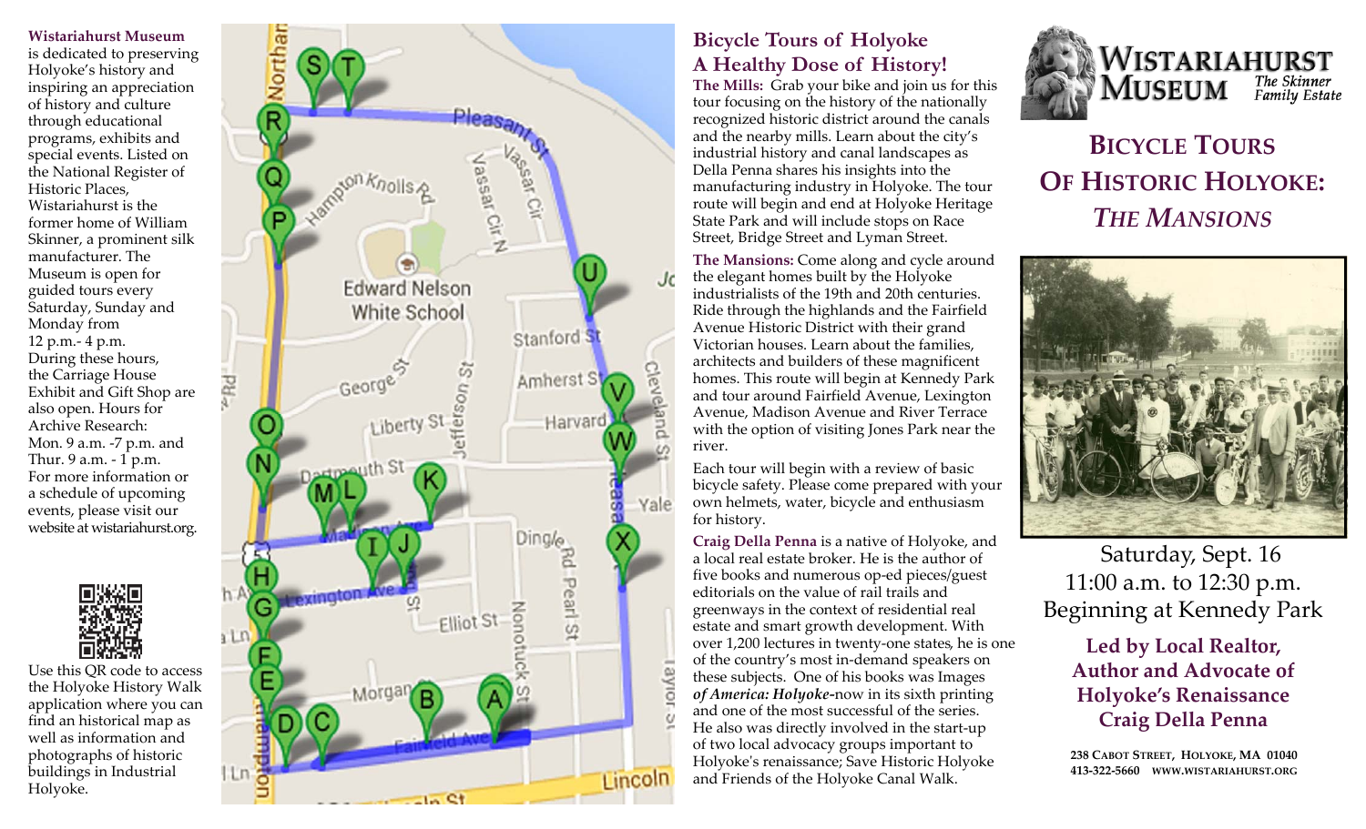**Wistariahurst Museum** is dedicated to preserving Holyoke's history and inspiring an appreciation of history and culture through educational programs, exhibits and special events. Listed on the National Register of Historic Places, Wistariahurst is the former home of William Skinner, a prominent silk manufacturer. The Museum is open for guided tours every Saturday, Sunday and Monday from 12 p.m.- 4 p.m. During these hours, the Carriage House Exhibit and Gift Shop are also open. Hours for Archive Research: Mon. 9 a.m. -7 p.m. and Thur. 9 a.m. - 1 p.m. For more information or a schedule of upcoming events, please visit our website at wistariahurst.org.

Use this QR code to access the Holyoke History Walk application where you can find an historical map as well as information and photographs of historic buildings in Industrial Holyoke.

## Bicycle Tours of Holyoke
## A Healthy Dose of History!

**The Mills:** Grab your bike and join us for this tour focusing on the history of the nationally recognized historic district around the canals and the nearby mills. Learn about the city's industrial history and canal landscapes as Della Penna shares his insights into the manufacturing industry in Holyoke. The tour route will begin and end at Holyoke Heritage State Park and will include stops on Race Street, Bridge Street and Lyman Street.

**The Mansions:** Come along and cycle around the elegant homes built by the Holyoke industrialists of the 19th and 20th centuries. Ride through the highlands and the Fairfield Avenue Historic District with their grand Victorian houses. Learn about the families, architects and builders of these magnificent homes. This route will begin at Kennedy Park and tour around Fairfield Avenue, Lexington Avenue, Madison Avenue and River Terrace with the option of visiting Jones Park near the river.

Each tour will begin with a review of basic bicycle safety. Please come prepared with your own helmets, water, bicycle and enthusiasm for history.

**Craig Della Penna** is a native of Holyoke, and a local real estate broker. He is the author of five books and numerous op-ed pieces/guest editorials on the value of rail trails and greenways in the context of residential real estate and smart growth development. With over 1,200 lectures in twenty-one states, he is one of the country's most in-demand speakers on these subjects. One of his books was Images ***of America: Holyoke-***now in its sixth printing and one of the most successful of the series. He also was directly involved in the start-up of two local advocacy groups important to Holyoke's renaissance; Save Historic Holyoke and Friends of the Holyoke Canal Walk.

**Wistariahurst Museum**
*The Skinner Family Estate*

# Bicycle Tours of Historic Holyoke: *The Mansions*

Saturday, Sept. 16
11:00 a.m. to 12:30 p.m.
Beginning at Kennedy Park

**Led by Local Realtor, Author and Advocate of Holyoke's Renaissance Craig Della Penna**

238 Cabot Street, Holyoke, MA 01040
413-322-5660 www.wistariahurst.org